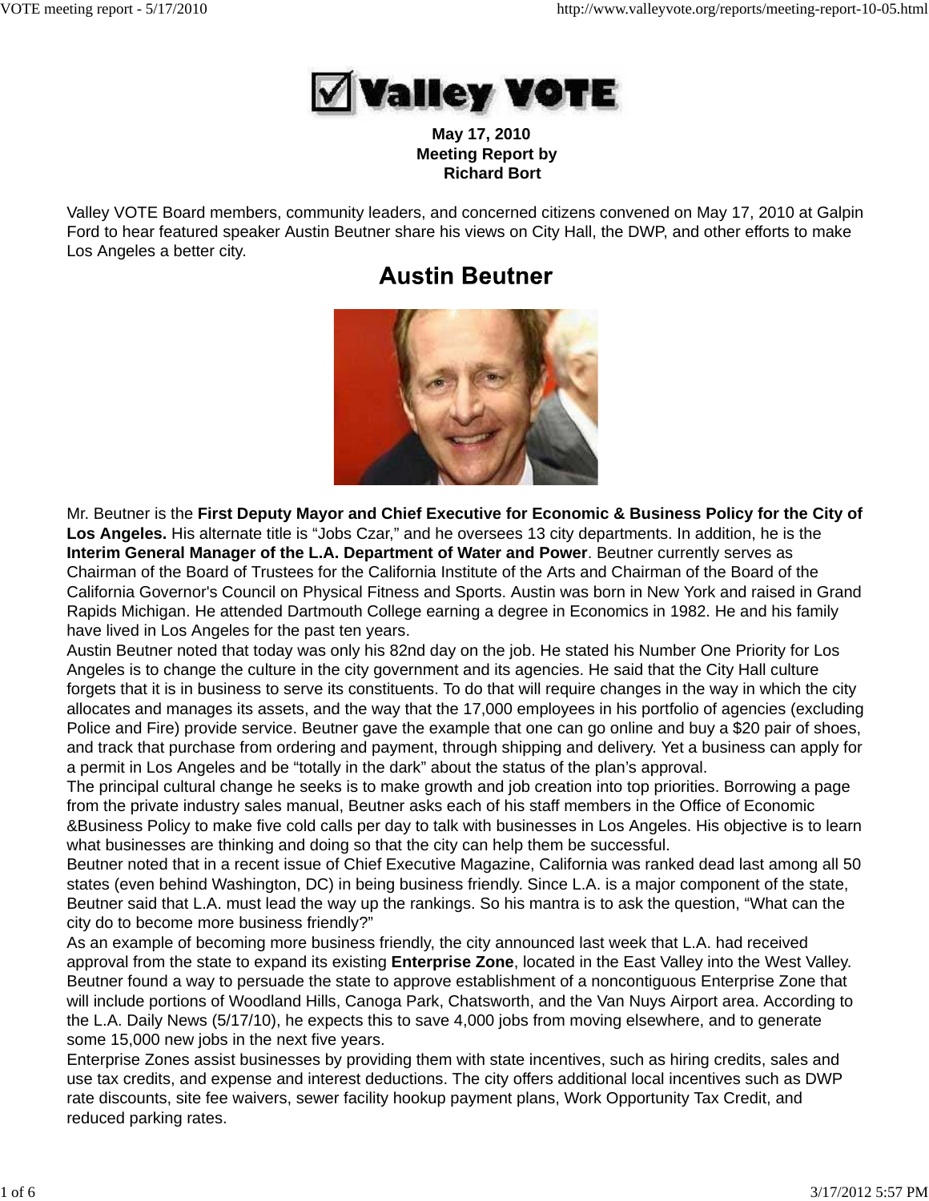# Valley VOTE

**May 17, 2010**
**Meeting Report by**
**Richard Bort**

Valley VOTE Board members, community leaders, and concerned citizens convened on May 17, 2010 at Galpin Ford to hear featured speaker Austin Beutner share his views on City Hall, the DWP, and other efforts to make Los Angeles a better city.

## Austin Beutner

Mr. Beutner is the **First Deputy Mayor and Chief Executive for Economic & Business Policy for the City of Los Angeles.** His alternate title is "Jobs Czar," and he oversees 13 city departments. In addition, he is the **Interim General Manager of the L.A. Department of Water and Power**. Beutner currently serves as Chairman of the Board of Trustees for the California Institute of the Arts and Chairman of the Board of the California Governor's Council on Physical Fitness and Sports. Austin was born in New York and raised in Grand Rapids Michigan. He attended Dartmouth College earning a degree in Economics in 1982. He and his family have lived in Los Angeles for the past ten years.

Austin Beutner noted that today was only his 82nd day on the job. He stated his Number One Priority for Los Angeles is to change the culture in the city government and its agencies. He said that the City Hall culture forgets that it is in business to serve its constituents. To do that will require changes in the way in which the city allocates and manages its assets, and the way that the 17,000 employees in his portfolio of agencies (excluding Police and Fire) provide service. Beutner gave the example that one can go online and buy a $20 pair of shoes, and track that purchase from ordering and payment, through shipping and delivery. Yet a business can apply for a permit in Los Angeles and be "totally in the dark" about the status of the plan's approval.

The principal cultural change he seeks is to make growth and job creation into top priorities. Borrowing a page from the private industry sales manual, Beutner asks each of his staff members in the Office of Economic &Business Policy to make five cold calls per day to talk with businesses in Los Angeles. His objective is to learn what businesses are thinking and doing so that the city can help them be successful.

Beutner noted that in a recent issue of Chief Executive Magazine, California was ranked dead last among all 50 states (even behind Washington, DC) in being business friendly. Since L.A. is a major component of the state, Beutner said that L.A. must lead the way up the rankings. So his mantra is to ask the question, "What can the city do to become more business friendly?"

As an example of becoming more business friendly, the city announced last week that L.A. had received approval from the state to expand its existing **Enterprise Zone**, located in the East Valley into the West Valley. Beutner found a way to persuade the state to approve establishment of a noncontiguous Enterprise Zone that will include portions of Woodland Hills, Canoga Park, Chatsworth, and the Van Nuys Airport area. According to the L.A. Daily News (5/17/10), he expects this to save 4,000 jobs from moving elsewhere, and to generate some 15,000 new jobs in the next five years.

Enterprise Zones assist businesses by providing them with state incentives, such as hiring credits, sales and use tax credits, and expense and interest deductions. The city offers additional local incentives such as DWP rate discounts, site fee waivers, sewer facility hookup payment plans, Work Opportunity Tax Credit, and reduced parking rates.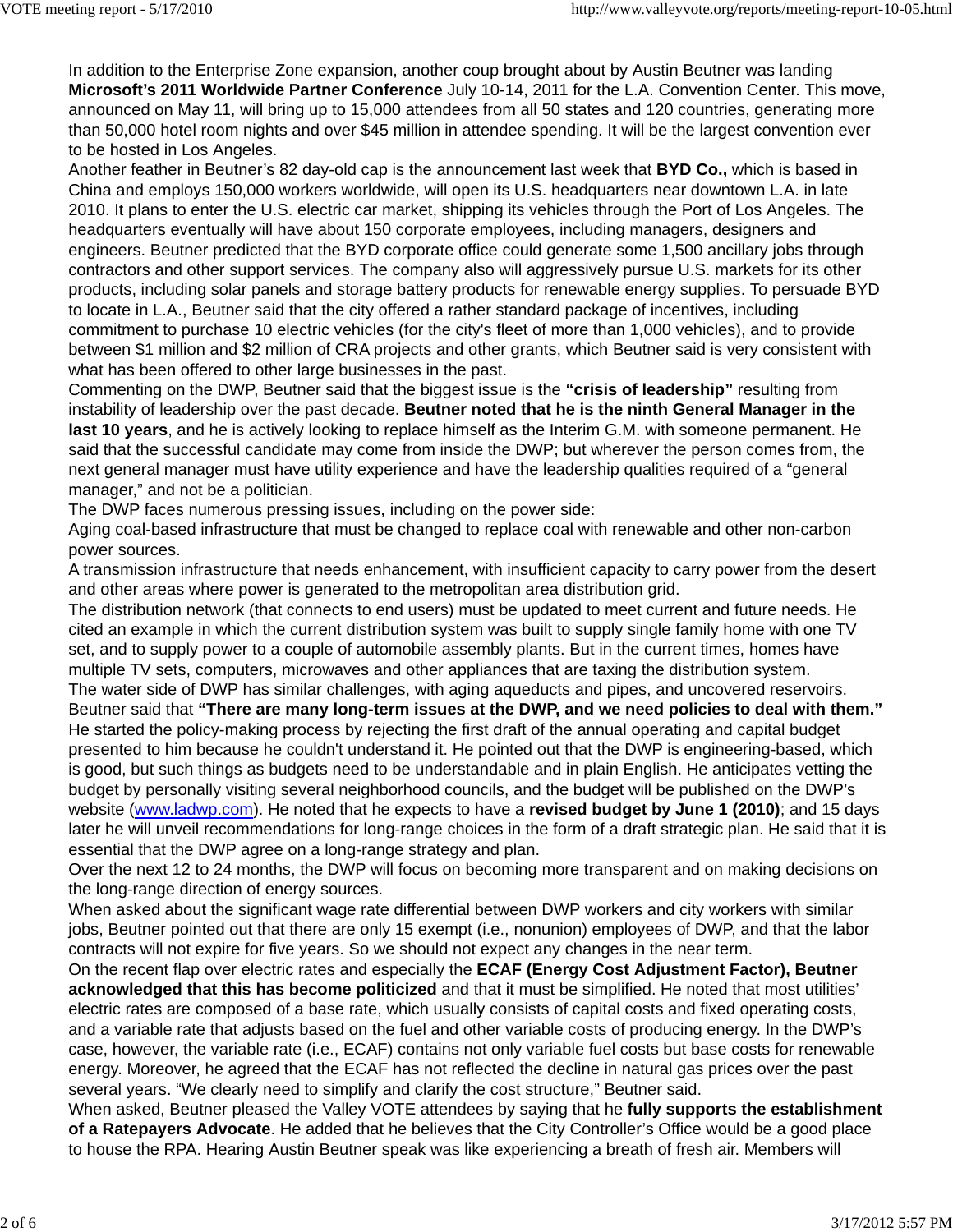In addition to the Enterprise Zone expansion, another coup brought about by Austin Beutner was landing **Microsoft's 2011 Worldwide Partner Conference** July 10-14, 2011 for the L.A. Convention Center. This move, announced on May 11, will bring up to 15,000 attendees from all 50 states and 120 countries, generating more than 50,000 hotel room nights and over $45 million in attendee spending. It will be the largest convention ever to be hosted in Los Angeles.

Another feather in Beutner's 82 day-old cap is the announcement last week that **BYD Co.,** which is based in China and employs 150,000 workers worldwide, will open its U.S. headquarters near downtown L.A. in late 2010. It plans to enter the U.S. electric car market, shipping its vehicles through the Port of Los Angeles. The headquarters eventually will have about 150 corporate employees, including managers, designers and engineers. Beutner predicted that the BYD corporate office could generate some 1,500 ancillary jobs through contractors and other support services. The company also will aggressively pursue U.S. markets for its other products, including solar panels and storage battery products for renewable energy supplies. To persuade BYD to locate in L.A., Beutner said that the city offered a rather standard package of incentives, including commitment to purchase 10 electric vehicles (for the city's fleet of more than 1,000 vehicles), and to provide between $1 million and $2 million of CRA projects and other grants, which Beutner said is very consistent with what has been offered to other large businesses in the past.

Commenting on the DWP, Beutner said that the biggest issue is the **"crisis of leadership"** resulting from instability of leadership over the past decade. **Beutner noted that he is the ninth General Manager in the last 10 years**, and he is actively looking to replace himself as the Interim G.M. with someone permanent. He said that the successful candidate may come from inside the DWP; but wherever the person comes from, the next general manager must have utility experience and have the leadership qualities required of a "general manager," and not be a politician.

The DWP faces numerous pressing issues, including on the power side:

Aging coal-based infrastructure that must be changed to replace coal with renewable and other non-carbon power sources.

A transmission infrastructure that needs enhancement, with insufficient capacity to carry power from the desert and other areas where power is generated to the metropolitan area distribution grid.

The distribution network (that connects to end users) must be updated to meet current and future needs. He cited an example in which the current distribution system was built to supply single family home with one TV set, and to supply power to a couple of automobile assembly plants. But in the current times, homes have multiple TV sets, computers, microwaves and other appliances that are taxing the distribution system.

The water side of DWP has similar challenges, with aging aqueducts and pipes, and uncovered reservoirs.

Beutner said that **"There are many long-term issues at the DWP, and we need policies to deal with them."** He started the policy-making process by rejecting the first draft of the annual operating and capital budget presented to him because he couldn't understand it. He pointed out that the DWP is engineering-based, which is good, but such things as budgets need to be understandable and in plain English. He anticipates vetting the budget by personally visiting several neighborhood councils, and the budget will be published on the DWP's website ([www.ladwp.com](http://www.ladwp.com)). He noted that he expects to have a **revised budget by June 1 (2010)**; and 15 days later he will unveil recommendations for long-range choices in the form of a draft strategic plan. He said that it is essential that the DWP agree on a long-range strategy and plan.

Over the next 12 to 24 months, the DWP will focus on becoming more transparent and on making decisions on the long-range direction of energy sources.

When asked about the significant wage rate differential between DWP workers and city workers with similar jobs, Beutner pointed out that there are only 15 exempt (i.e., nonunion) employees of DWP, and that the labor contracts will not expire for five years. So we should not expect any changes in the near term.

On the recent flap over electric rates and especially the **ECAF (Energy Cost Adjustment Factor), Beutner acknowledged that this has become politicized** and that it must be simplified. He noted that most utilities' electric rates are composed of a base rate, which usually consists of capital costs and fixed operating costs, and a variable rate that adjusts based on the fuel and other variable costs of producing energy. In the DWP's case, however, the variable rate (i.e., ECAF) contains not only variable fuel costs but base costs for renewable energy. Moreover, he agreed that the ECAF has not reflected the decline in natural gas prices over the past several years. "We clearly need to simplify and clarify the cost structure," Beutner said.

When asked, Beutner pleased the Valley VOTE attendees by saying that he **fully supports the establishment of a Ratepayers Advocate**. He added that he believes that the City Controller's Office would be a good place to house the RPA. Hearing Austin Beutner speak was like experiencing a breath of fresh air. Members will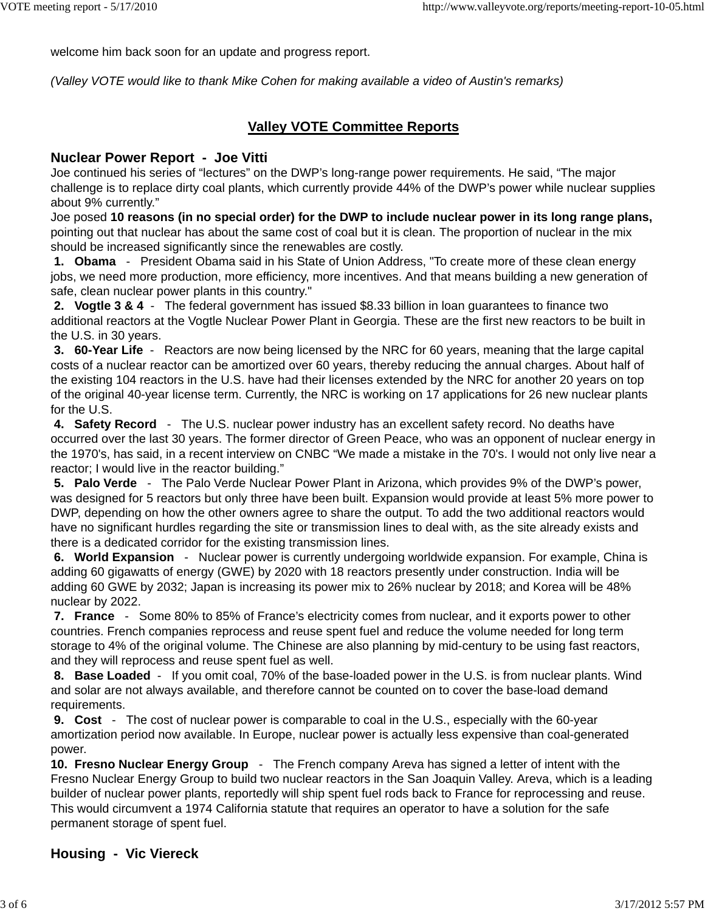welcome him back soon for an update and progress report.

*(Valley VOTE would like to thank Mike Cohen for making available a video of Austin's remarks)*

## Valley VOTE Committee Reports

### Nuclear Power Report - Joe Vitti

Joe continued his series of "lectures" on the DWP's long-range power requirements. He said, "The major challenge is to replace dirty coal plants, which currently provide 44% of the DWP's power while nuclear supplies about 9% currently."

Joe posed **10 reasons (in no special order) for the DWP to include nuclear power in its long range plans,** pointing out that nuclear has about the same cost of coal but it is clean. The proportion of nuclear in the mix should be increased significantly since the renewables are costly.

**1. Obama** - President Obama said in his State of Union Address, "To create more of these clean energy jobs, we need more production, more efficiency, more incentives. And that means building a new generation of safe, clean nuclear power plants in this country."

**2. Vogtle 3 & 4** - The federal government has issued $8.33 billion in loan guarantees to finance two additional reactors at the Vogtle Nuclear Power Plant in Georgia. These are the first new reactors to be built in the U.S. in 30 years.

**3. 60-Year Life** - Reactors are now being licensed by the NRC for 60 years, meaning that the large capital costs of a nuclear reactor can be amortized over 60 years, thereby reducing the annual charges. About half of the existing 104 reactors in the U.S. have had their licenses extended by the NRC for another 20 years on top of the original 40-year license term. Currently, the NRC is working on 17 applications for 26 new nuclear plants for the U.S.

**4. Safety Record** - The U.S. nuclear power industry has an excellent safety record. No deaths have occurred over the last 30 years. The former director of Green Peace, who was an opponent of nuclear energy in the 1970's, has said, in a recent interview on CNBC "We made a mistake in the 70's. I would not only live near a reactor; I would live in the reactor building."

**5. Palo Verde** - The Palo Verde Nuclear Power Plant in Arizona, which provides 9% of the DWP's power, was designed for 5 reactors but only three have been built. Expansion would provide at least 5% more power to DWP, depending on how the other owners agree to share the output. To add the two additional reactors would have no significant hurdles regarding the site or transmission lines to deal with, as the site already exists and there is a dedicated corridor for the existing transmission lines.

**6. World Expansion** - Nuclear power is currently undergoing worldwide expansion. For example, China is adding 60 gigawatts of energy (GWE) by 2020 with 18 reactors presently under construction. India will be adding 60 GWE by 2032; Japan is increasing its power mix to 26% nuclear by 2018; and Korea will be 48% nuclear by 2022.

**7. France** - Some 80% to 85% of France's electricity comes from nuclear, and it exports power to other countries. French companies reprocess and reuse spent fuel and reduce the volume needed for long term storage to 4% of the original volume. The Chinese are also planning by mid-century to be using fast reactors, and they will reprocess and reuse spent fuel as well.

**8. Base Loaded** - If you omit coal, 70% of the base-loaded power in the U.S. is from nuclear plants. Wind and solar are not always available, and therefore cannot be counted on to cover the base-load demand requirements.

**9. Cost** - The cost of nuclear power is comparable to coal in the U.S., especially with the 60-year amortization period now available. In Europe, nuclear power is actually less expensive than coal-generated power.

**10. Fresno Nuclear Energy Group** - The French company Areva has signed a letter of intent with the Fresno Nuclear Energy Group to build two nuclear reactors in the San Joaquin Valley. Areva, which is a leading builder of nuclear power plants, reportedly will ship spent fuel rods back to France for reprocessing and reuse. This would circumvent a 1974 California statute that requires an operator to have a solution for the safe permanent storage of spent fuel.

### Housing - Vic Viereck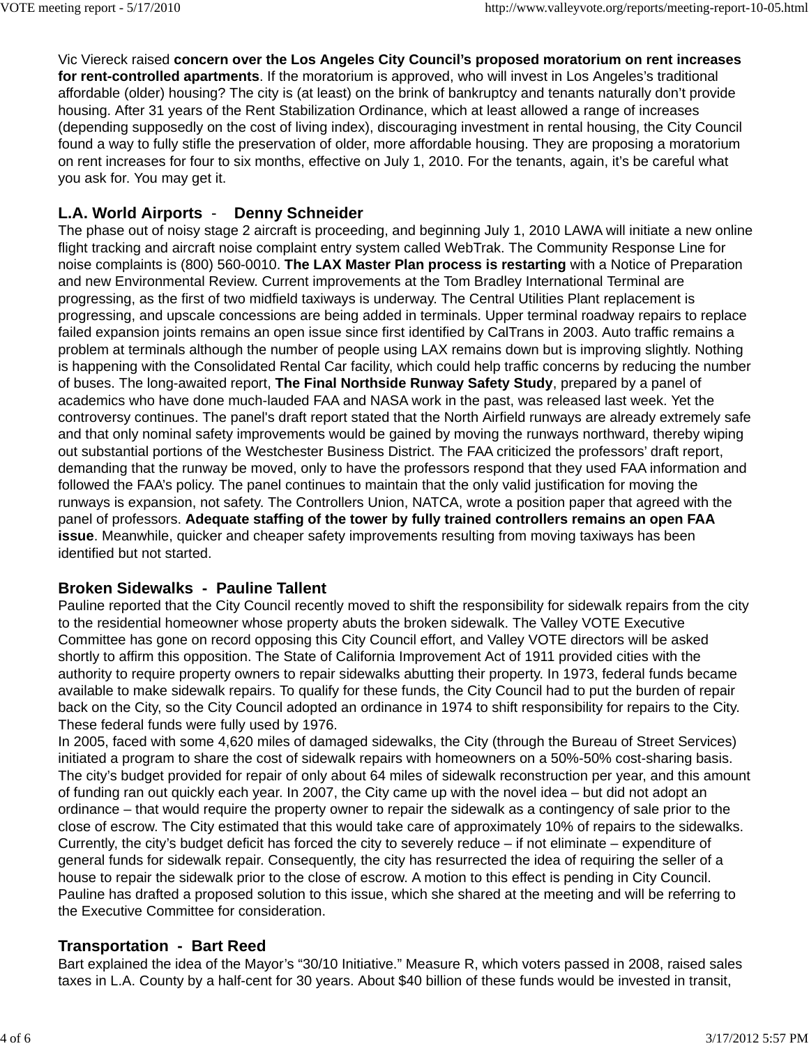Vic Viereck raised **concern over the Los Angeles City Council's proposed moratorium on rent increases for rent-controlled apartments**. If the moratorium is approved, who will invest in Los Angeles's traditional affordable (older) housing? The city is (at least) on the brink of bankruptcy and tenants naturally don't provide housing. After 31 years of the Rent Stabilization Ordinance, which at least allowed a range of increases (depending supposedly on the cost of living index), discouraging investment in rental housing, the City Council found a way to fully stifle the preservation of older, more affordable housing. They are proposing a moratorium on rent increases for four to six months, effective on July 1, 2010. For the tenants, again, it's be careful what you ask for. You may get it.

## L.A. World Airports - Denny Schneider

The phase out of noisy stage 2 aircraft is proceeding, and beginning July 1, 2010 LAWA will initiate a new online flight tracking and aircraft noise complaint entry system called WebTrak. The Community Response Line for noise complaints is (800) 560-0010. **The LAX Master Plan process is restarting** with a Notice of Preparation and new Environmental Review. Current improvements at the Tom Bradley International Terminal are progressing, as the first of two midfield taxiways is underway. The Central Utilities Plant replacement is progressing, and upscale concessions are being added in terminals. Upper terminal roadway repairs to replace failed expansion joints remains an open issue since first identified by CalTrans in 2003. Auto traffic remains a problem at terminals although the number of people using LAX remains down but is improving slightly. Nothing is happening with the Consolidated Rental Car facility, which could help traffic concerns by reducing the number of buses. The long-awaited report, **The Final Northside Runway Safety Study**, prepared by a panel of academics who have done much-lauded FAA and NASA work in the past, was released last week. Yet the controversy continues. The panel's draft report stated that the North Airfield runways are already extremely safe and that only nominal safety improvements would be gained by moving the runways northward, thereby wiping out substantial portions of the Westchester Business District. The FAA criticized the professors' draft report, demanding that the runway be moved, only to have the professors respond that they used FAA information and followed the FAA's policy. The panel continues to maintain that the only valid justification for moving the runways is expansion, not safety. The Controllers Union, NATCA, wrote a position paper that agreed with the panel of professors. **Adequate staffing of the tower by fully trained controllers remains an open FAA issue**. Meanwhile, quicker and cheaper safety improvements resulting from moving taxiways has been identified but not started.

## Broken Sidewalks - Pauline Tallent

Pauline reported that the City Council recently moved to shift the responsibility for sidewalk repairs from the city to the residential homeowner whose property abuts the broken sidewalk. The Valley VOTE Executive Committee has gone on record opposing this City Council effort, and Valley VOTE directors will be asked shortly to affirm this opposition. The State of California Improvement Act of 1911 provided cities with the authority to require property owners to repair sidewalks abutting their property. In 1973, federal funds became available to make sidewalk repairs. To qualify for these funds, the City Council had to put the burden of repair back on the City, so the City Council adopted an ordinance in 1974 to shift responsibility for repairs to the City. These federal funds were fully used by 1976.

In 2005, faced with some 4,620 miles of damaged sidewalks, the City (through the Bureau of Street Services) initiated a program to share the cost of sidewalk repairs with homeowners on a 50%-50% cost-sharing basis. The city's budget provided for repair of only about 64 miles of sidewalk reconstruction per year, and this amount of funding ran out quickly each year. In 2007, the City came up with the novel idea – but did not adopt an ordinance – that would require the property owner to repair the sidewalk as a contingency of sale prior to the close of escrow. The City estimated that this would take care of approximately 10% of repairs to the sidewalks. Currently, the city's budget deficit has forced the city to severely reduce – if not eliminate – expenditure of general funds for sidewalk repair. Consequently, the city has resurrected the idea of requiring the seller of a house to repair the sidewalk prior to the close of escrow. A motion to this effect is pending in City Council. Pauline has drafted a proposed solution to this issue, which she shared at the meeting and will be referring to the Executive Committee for consideration.

## Transportation - Bart Reed

Bart explained the idea of the Mayor's "30/10 Initiative." Measure R, which voters passed in 2008, raised sales taxes in L.A. County by a half-cent for 30 years. About $40 billion of these funds would be invested in transit,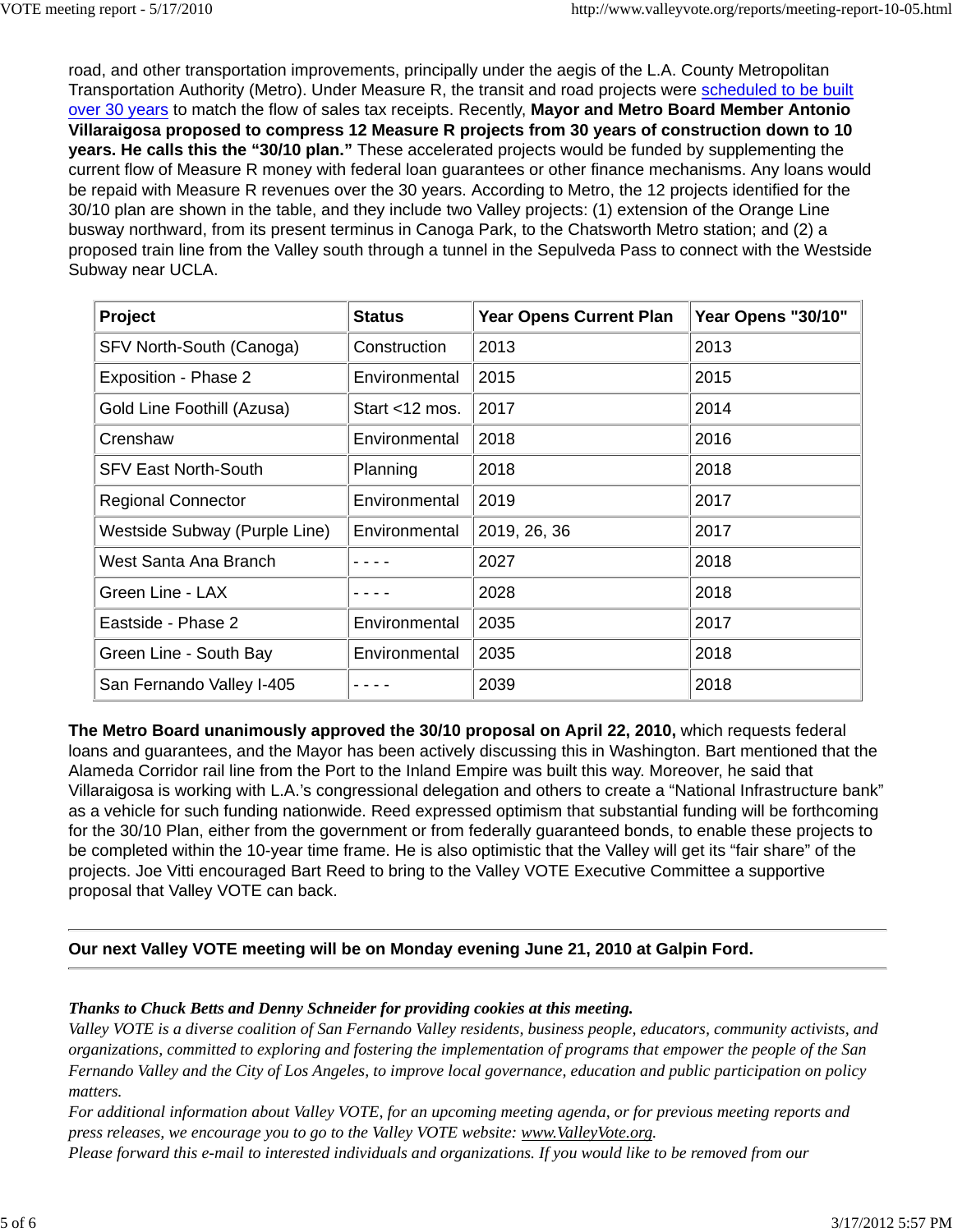road, and other transportation improvements, principally under the aegis of the L.A. County Metropolitan Transportation Authority (Metro). Under Measure R, the transit and road projects were scheduled to be built over 30 years to match the flow of sales tax receipts. Recently, **Mayor and Metro Board Member Antonio Villaraigosa proposed to compress 12 Measure R projects from 30 years of construction down to 10 years. He calls this the "30/10 plan."** These accelerated projects would be funded by supplementing the current flow of Measure R money with federal loan guarantees or other finance mechanisms. Any loans would be repaid with Measure R revenues over the 30 years. According to Metro, the 12 projects identified for the 30/10 plan are shown in the table, and they include two Valley projects: (1) extension of the Orange Line busway northward, from its present terminus in Canoga Park, to the Chatsworth Metro station; and (2) a proposed train line from the Valley south through a tunnel in the Sepulveda Pass to connect with the Westside Subway near UCLA.

| Project | Status | Year Opens Current Plan | Year Opens "30/10" |
|---|---|---|---|
| SFV North-South (Canoga) | Construction | 2013 | 2013 |
| Exposition - Phase 2 | Environmental | 2015 | 2015 |
| Gold Line Foothill (Azusa) | Start <12 mos. | 2017 | 2014 |
| Crenshaw | Environmental | 2018 | 2016 |
| SFV East North-South | Planning | 2018 | 2018 |
| Regional Connector | Environmental | 2019 | 2017 |
| Westside Subway (Purple Line) | Environmental | 2019, 26, 36 | 2017 |
| West Santa Ana Branch | - - - - | 2027 | 2018 |
| Green Line - LAX | - - - - | 2028 | 2018 |
| Eastside - Phase 2 | Environmental | 2035 | 2017 |
| Green Line - South Bay | Environmental | 2035 | 2018 |
| San Fernando Valley I-405 | - - - - | 2039 | 2018 |

**The Metro Board unanimously approved the 30/10 proposal on April 22, 2010,** which requests federal loans and guarantees, and the Mayor has been actively discussing this in Washington. Bart mentioned that the Alameda Corridor rail line from the Port to the Inland Empire was built this way. Moreover, he said that Villaraigosa is working with L.A.'s congressional delegation and others to create a "National Infrastructure bank" as a vehicle for such funding nationwide. Reed expressed optimism that substantial funding will be forthcoming for the 30/10 Plan, either from the government or from federally guaranteed bonds, to enable these projects to be completed within the 10-year time frame. He is also optimistic that the Valley will get its "fair share" of the projects. Joe Vitti encouraged Bart Reed to bring to the Valley VOTE Executive Committee a supportive proposal that Valley VOTE can back.

---

**Our next Valley VOTE meeting will be on Monday evening June 21, 2010 at Galpin Ford.**

---

***Thanks to Chuck Betts and Denny Schneider for providing cookies at this meeting.***

*Valley VOTE is a diverse coalition of San Fernando Valley residents, business people, educators, community activists, and organizations, committed to exploring and fostering the implementation of programs that empower the people of the San Fernando Valley and the City of Los Angeles, to improve local governance, education and public participation on policy matters.*

*For additional information about Valley VOTE, for an upcoming meeting agenda, or for previous meeting reports and press releases, we encourage you to go to the Valley VOTE website: www.ValleyVote.org.*

*Please forward this e-mail to interested individuals and organizations. If you would like to be removed from our*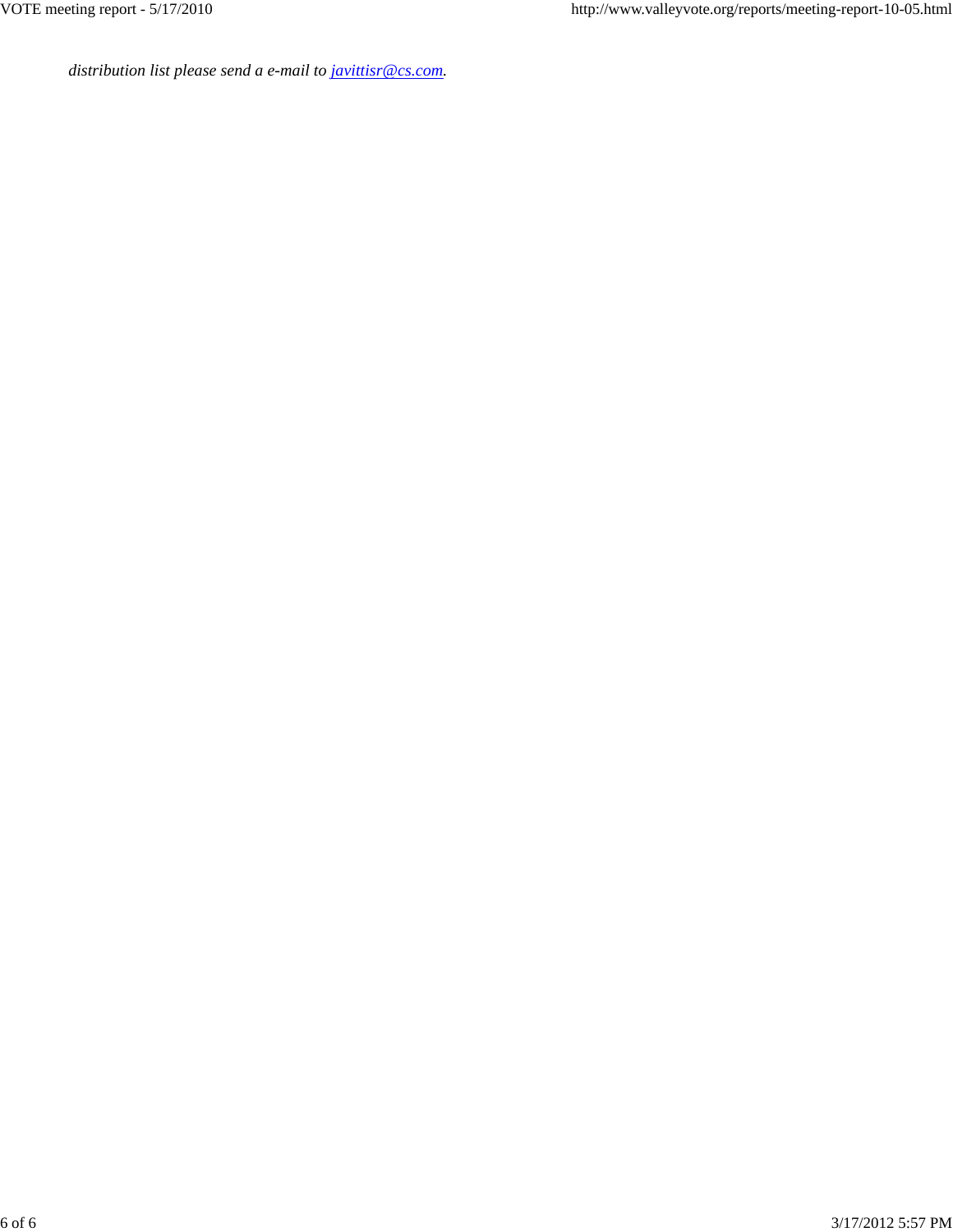*distribution list please send a e-mail to [javittisr@cs.com](mailto:javittisr@cs.com).*